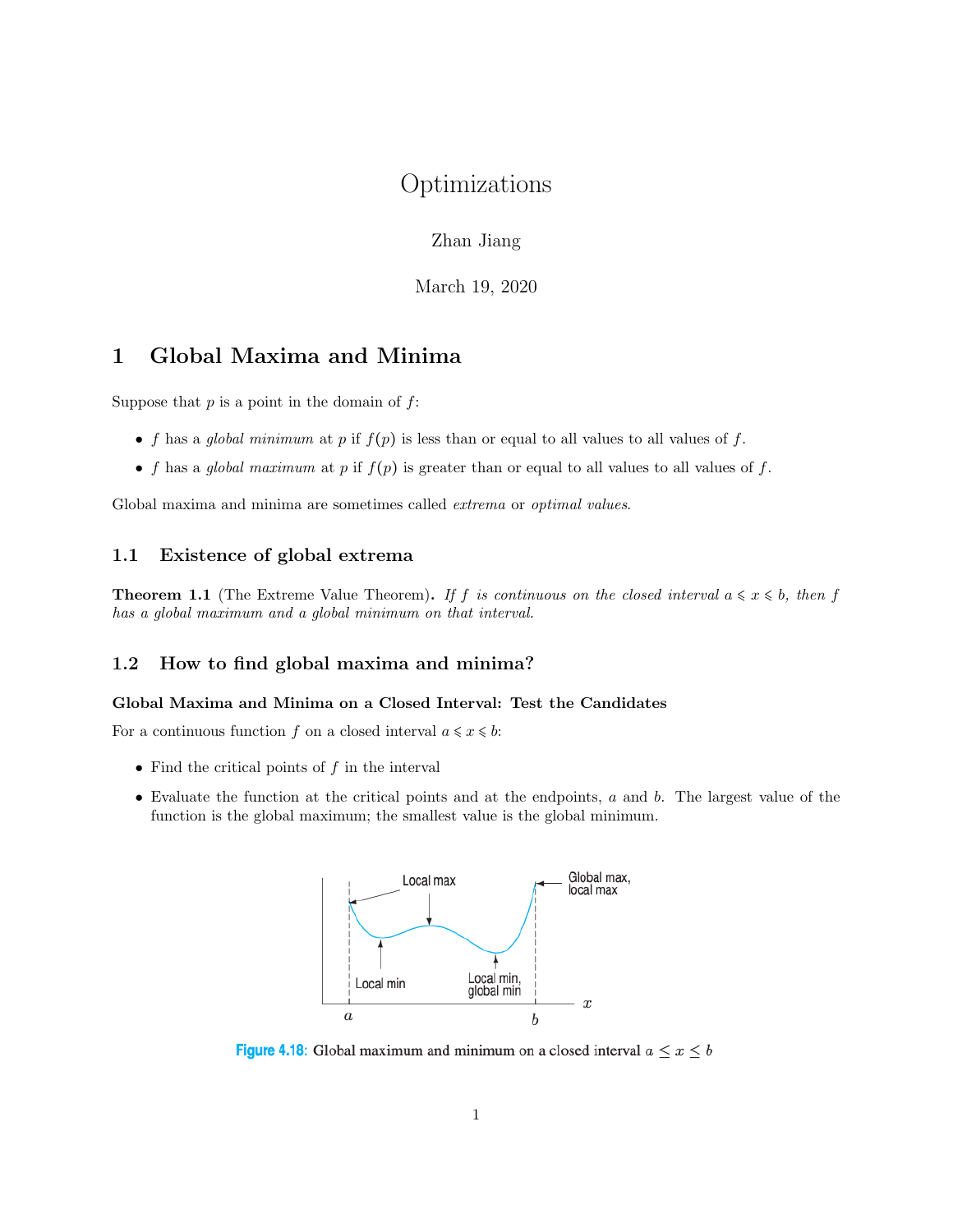# Optimizations

Zhan Jiang

March 19, 2020

## 1 Global Maxima and Minima

Suppose that $p$ is a point in the domain of $f$:

- $f$ has a *global minimum* at $p$ if $f(p)$ is less than or equal to all values to all values of $f$.
- $f$ has a *global maximum* at $p$ if $f(p)$ is greater than or equal to all values to all values of $f$.

Global maxima and minima are sometimes called *extrema* or *optimal values*.

### 1.1 Existence of global extrema

**Theorem 1.1** (The Extreme Value Theorem)**.** *If $f$ is continuous on the closed interval $a \leqslant x \leqslant b$, then $f$ has a global maximum and a global minimum on that interval.*

### 1.2 How to find global maxima and minima?

**Global Maxima and Minima on a Closed Interval: Test the Candidates**

For a continuous function $f$ on a closed interval $a \leqslant x \leqslant b$:

- Find the critical points of $f$ in the interval
- Evaluate the function at the critical points and at the endpoints, $a$ and $b$. The largest value of the function is the global maximum; the smallest value is the global minimum.

Local max

Global max, local max

Local min

Local min, global min

$a$ $b$ $x$

Figure 4.18: Global maximum and minimum on a closed interval $a \leq x \leq b$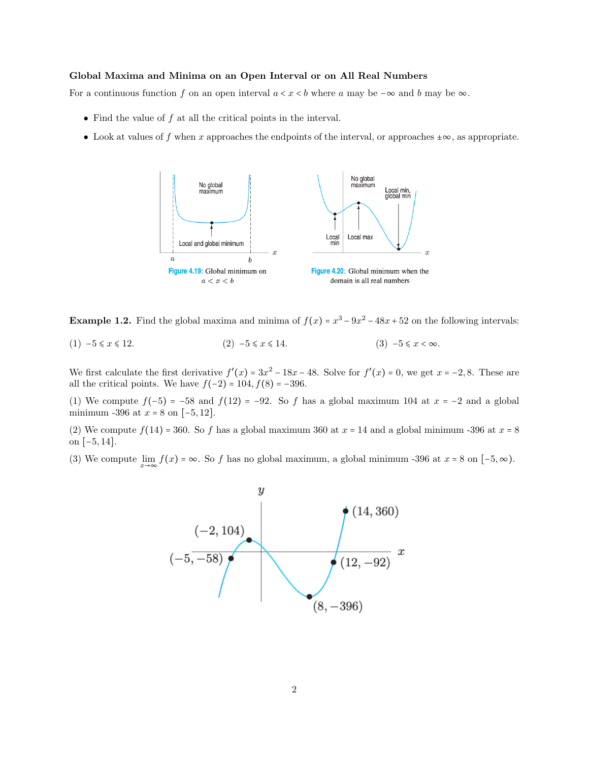### Global Maxima and Minima on an Open Interval or on All Real Numbers

For a continuous function $f$ on an open interval $a < x < b$ where $a$ may be $-\infty$ and $b$ may be $\infty$.

- Find the value of $f$ at all the critical points in the interval.
- Look at values of $f$ when $x$ approaches the endpoints of the interval, or approaches $\pm\infty$, as appropriate.

Figure 4.19: Global minimum on $a < x < b$

Figure 4.20: Global minimum when the domain is all real numbers

**Example 1.2.** Find the global maxima and minima of $f(x) = x^3 - 9x^2 - 48x + 52$ on the following intervals:

(1) $-5 \leqslant x \leqslant 12$. (2) $-5 \leqslant x \leqslant 14$. (3) $-5 \leqslant x < \infty$.

We first calculate the first derivative $f'(x) = 3x^2 - 18x - 48$. Solve for $f'(x) = 0$, we get $x = -2, 8$. These are all the critical points. We have $f(-2) = 104, f(8) = -396$.

(1) We compute $f(-5) = -58$ and $f(12) = -92$. So $f$ has a global maximum 104 at $x = -2$ and a global minimum -396 at $x = 8$ on $[-5, 12]$.

(2) We compute $f(14) = 360$. So $f$ has a global maximum 360 at $x = 14$ and a global minimum -396 at $x = 8$ on $[-5, 14]$.

(3) We compute $\lim_{x\to\infty} f(x) = \infty$. So $f$ has no global maximum, a global minimum -396 at $x = 8$ on $[-5, \infty)$.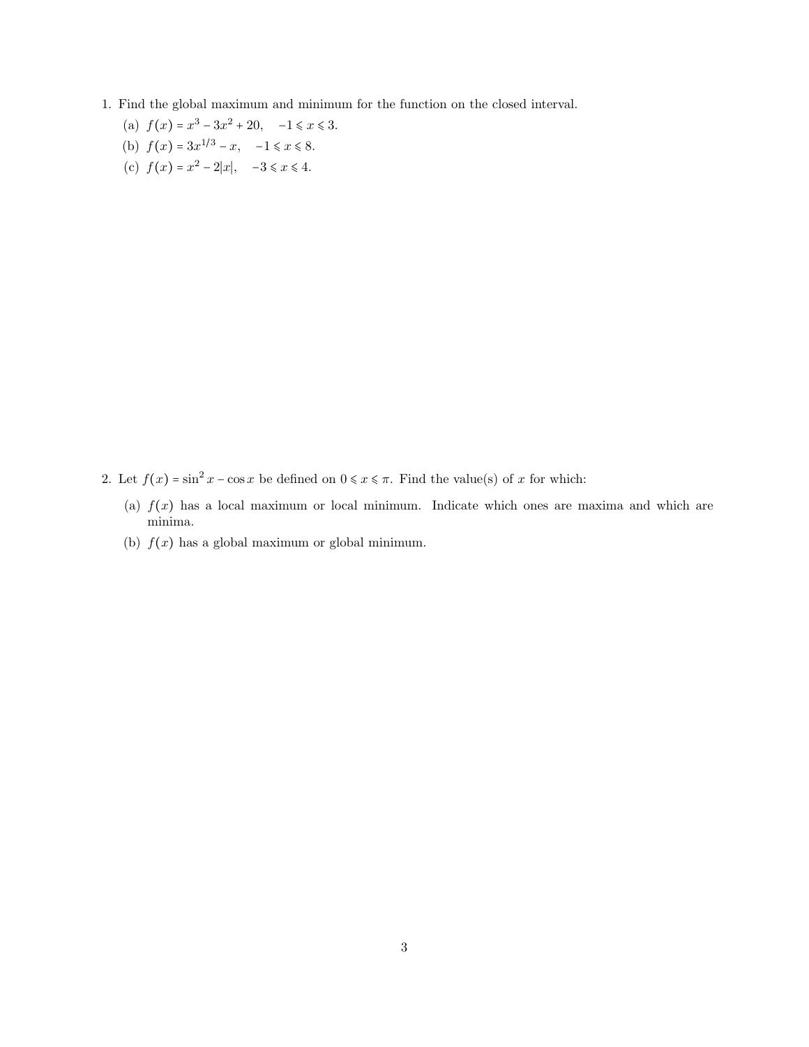1. Find the global maximum and minimum for the function on the closed interval.

   (a) $f(x) = x^3 - 3x^2 + 20, \quad -1 \leqslant x \leqslant 3.$

   (b) $f(x) = 3x^{1/3} - x, \quad -1 \leqslant x \leqslant 8.$

   (c) $f(x) = x^2 - 2|x|, \quad -3 \leqslant x \leqslant 4.$

2. Let $f(x) = \sin^2 x - \cos x$ be defined on $0 \leqslant x \leqslant \pi$. Find the value(s) of $x$ for which:

   (a) $f(x)$ has a local maximum or local minimum. Indicate which ones are maxima and which are minima.

   (b) $f(x)$ has a global maximum or global minimum.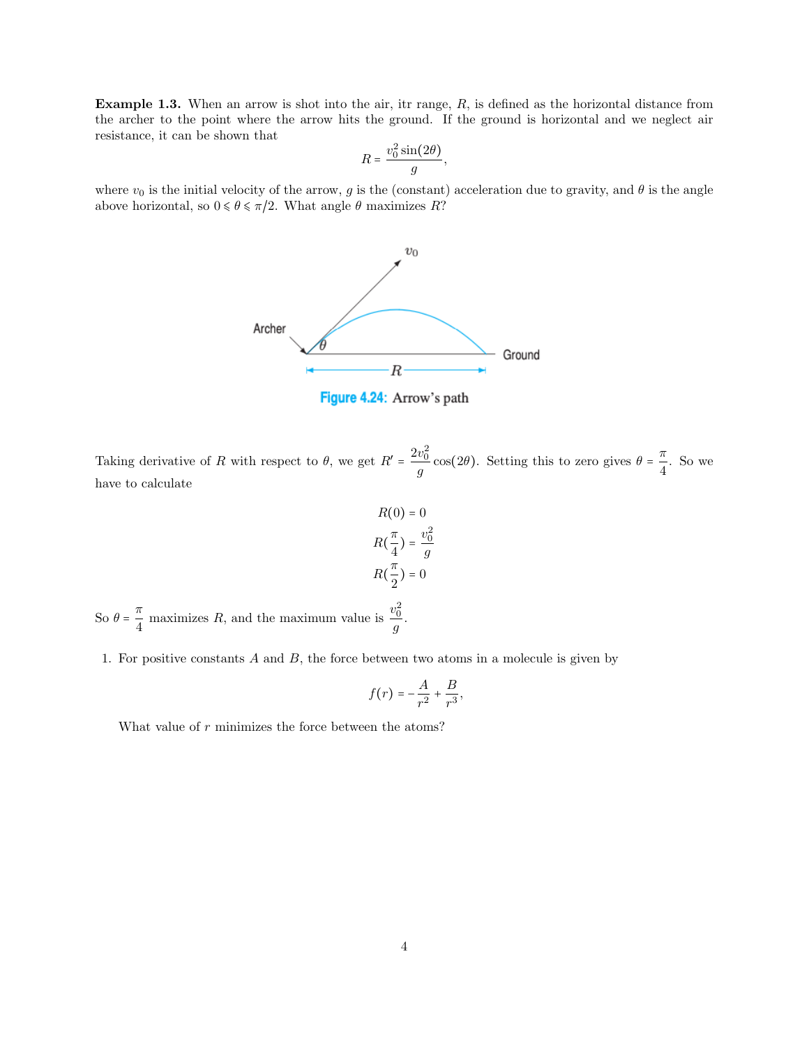**Example 1.3.** When an arrow is shot into the air, itr range, $R$, is defined as the horizontal distance from the archer to the point where the arrow hits the ground. If the ground is horizontal and we neglect air resistance, it can be shown that

$$R = \frac{v_0^2 \sin(2\theta)}{g},$$

where $v_0$ is the initial velocity of the arrow, $g$ is the (constant) acceleration due to gravity, and $\theta$ is the angle above horizontal, so $0 \leqslant \theta \leqslant \pi/2$. What angle $\theta$ maximizes $R$?

Figure 4.24: Arrow's path

Taking derivative of $R$ with respect to $\theta$, we get $R' = \frac{2v_0^2}{g}\cos(2\theta)$. Setting this to zero gives $\theta = \frac{\pi}{4}$. So we have to calculate

$$R(0) = 0$$

$$R(\frac{\pi}{4}) = \frac{v_0^2}{g}$$

$$R(\frac{\pi}{2}) = 0$$

So $\theta = \frac{\pi}{4}$ maximizes $R$, and the maximum value is $\frac{v_0^2}{g}$.

1. For positive constants $A$ and $B$, the force between two atoms in a molecule is given by

$$f(r) = -\frac{A}{r^2} + \frac{B}{r^3},$$

What value of $r$ minimizes the force between the atoms?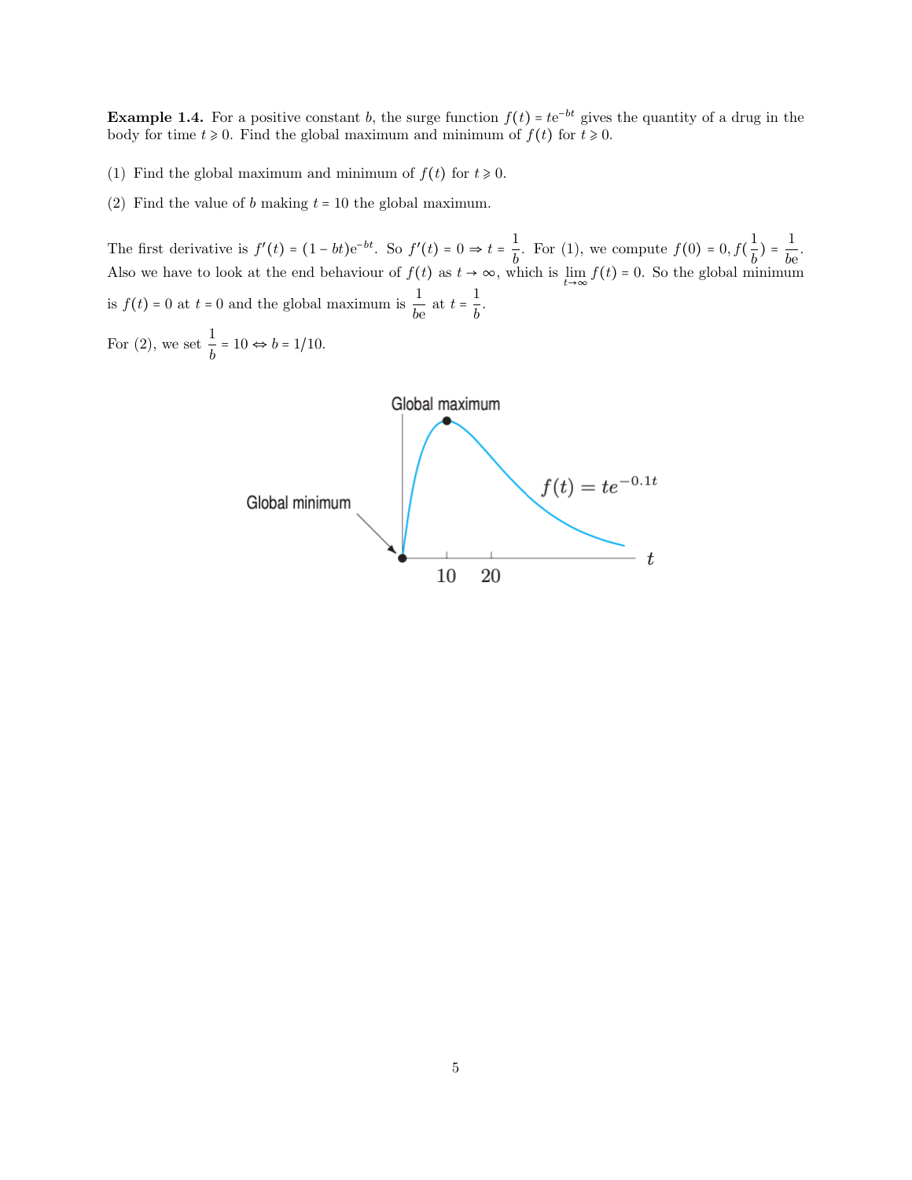**Example 1.4.** For a positive constant $b$, the surge function $f(t) = te^{-bt}$ gives the quantity of a drug in the body for time $t \geqslant 0$. Find the global maximum and minimum of $f(t)$ for $t \geqslant 0$.

(1) Find the global maximum and minimum of $f(t)$ for $t \geqslant 0$.

(2) Find the value of $b$ making $t = 10$ the global maximum.

The first derivative is $f'(t) = (1 - bt)e^{-bt}$. So $f'(t) = 0 \Rightarrow t = \frac{1}{b}$. For (1), we compute $f(0) = 0, f(\frac{1}{b}) = \frac{1}{be}$. Also we have to look at the end behaviour of $f(t)$ as $t \to \infty$, which is $\lim_{t\to\infty} f(t) = 0$. So the global minimum is $f(t) = 0$ at $t = 0$ and the global maximum is $\frac{1}{be}$ at $t = \frac{1}{b}$.

For (2), we set $\frac{1}{b} = 10 \Leftrightarrow b = 1/10$.

Global maximum

Global minimum

$f(t) = te^{-0.1t}$

10 20

$t$